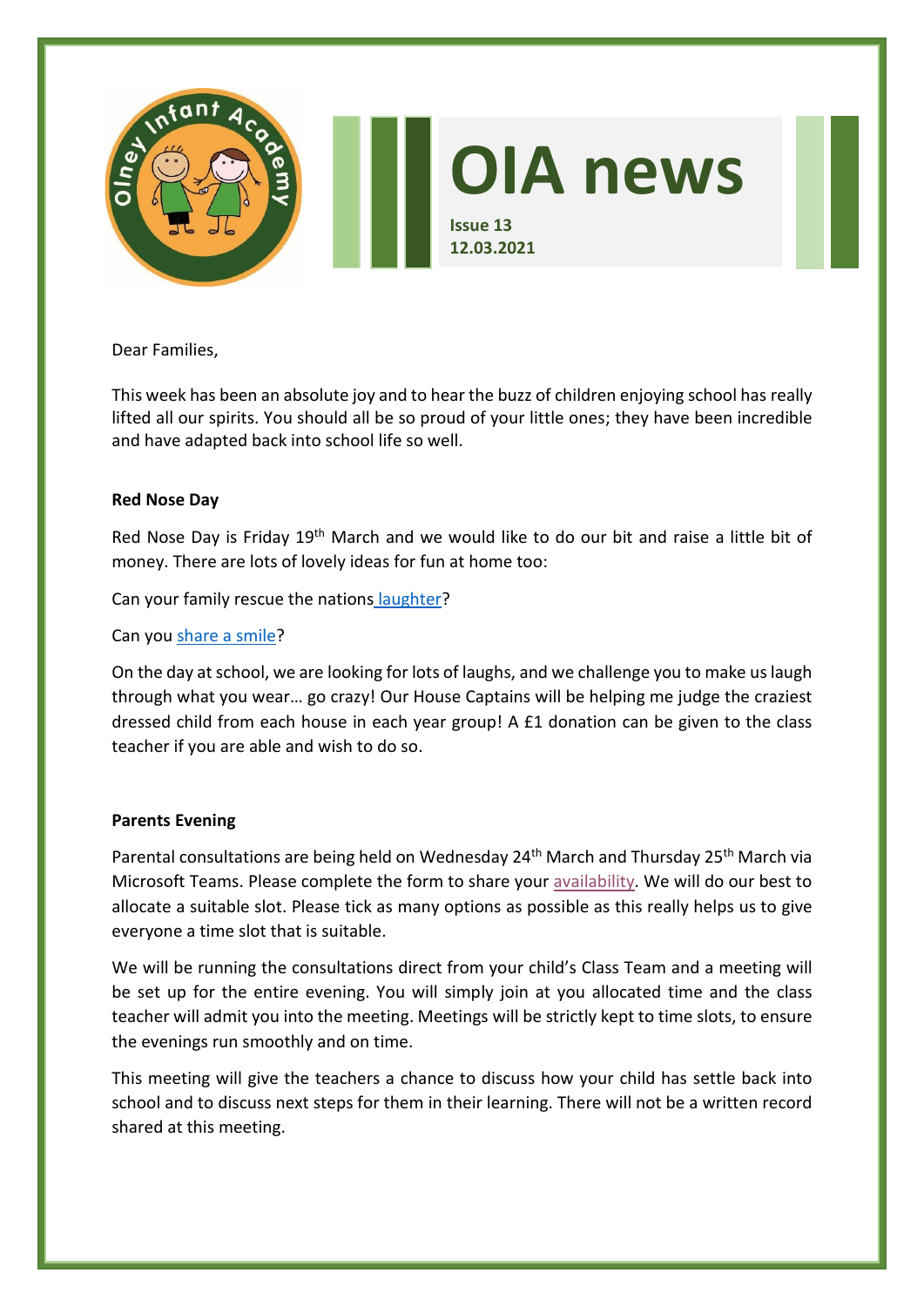# OIA news

**Issue 13**
**12.03.2021**

Dear Families,

This week has been an absolute joy and to hear the buzz of children enjoying school has really lifted all our spirits. You should all be so proud of your little ones; they have been incredible and have adapted back into school life so well.

**Red Nose Day**

Red Nose Day is Friday 19th March and we would like to do our bit and raise a little bit of money. There are lots of lovely ideas for fun at home too:

Can your family rescue the nations laughter?

Can you share a smile?

On the day at school, we are looking for lots of laughs, and we challenge you to make us laugh through what you wear… go crazy! Our House Captains will be helping me judge the craziest dressed child from each house in each year group! A £1 donation can be given to the class teacher if you are able and wish to do so.

**Parents Evening**

Parental consultations are being held on Wednesday 24th March and Thursday 25th March via Microsoft Teams. Please complete the form to share your availability. We will do our best to allocate a suitable slot. Please tick as many options as possible as this really helps us to give everyone a time slot that is suitable.

We will be running the consultations direct from your child's Class Team and a meeting will be set up for the entire evening. You will simply join at you allocated time and the class teacher will admit you into the meeting. Meetings will be strictly kept to time slots, to ensure the evenings run smoothly and on time.

This meeting will give the teachers a chance to discuss how your child has settle back into school and to discuss next steps for them in their learning. There will not be a written record shared at this meeting.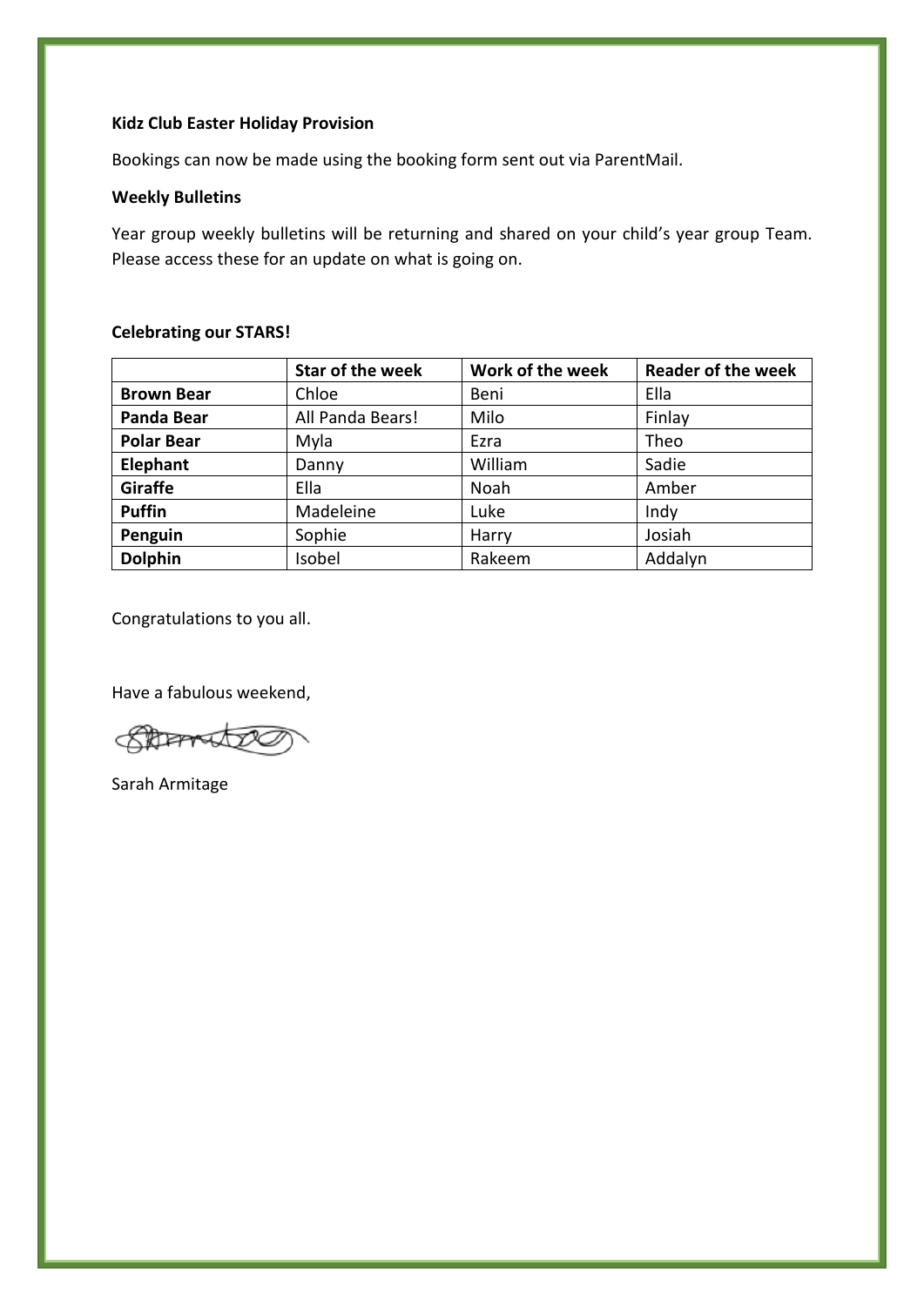**Kidz Club Easter Holiday Provision**

Bookings can now be made using the booking form sent out via ParentMail.

**Weekly Bulletins**

Year group weekly bulletins will be returning and shared on your child's year group Team. Please access these for an update on what is going on.

**Celebrating our STARS!**

| | Star of the week | Work of the week | Reader of the week |
|---|---|---|---|
| **Brown Bear** | Chloe | Beni | Ella |
| **Panda Bear** | All Panda Bears! | Milo | Finlay |
| **Polar Bear** | Myla | Ezra | Theo |
| **Elephant** | Danny | William | Sadie |
| **Giraffe** | Ella | Noah | Amber |
| **Puffin** | Madeleine | Luke | Indy |
| **Penguin** | Sophie | Harry | Josiah |
| **Dolphin** | Isobel | Rakeem | Addalyn |

Congratulations to you all.

Have a fabulous weekend,

Sarah Armitage